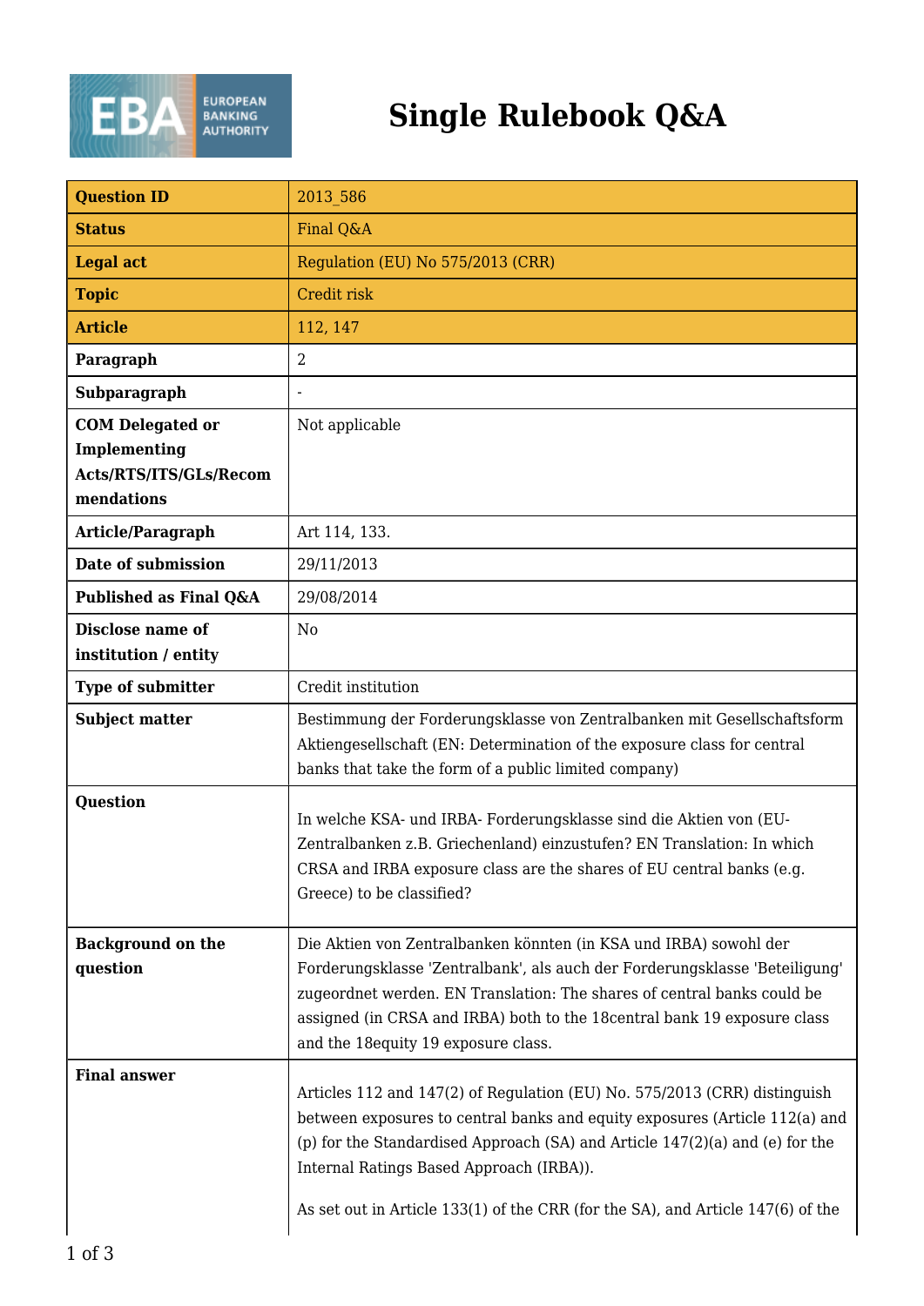# Single Rulebook Q&A

| Question ID | 2013_586 |
|---|---|
| Status | Final Q&A |
| Legal act | Regulation (EU) No 575/2013 (CRR) |
| Topic | Credit risk |
| Article | 112, 147 |
| Paragraph | 2 |
| Subparagraph | - |
| COM Delegated or Implementing Acts/RTS/ITS/GLs/Recommendations | Not applicable |
| Article/Paragraph | Art 114, 133. |
| Date of submission | 29/11/2013 |
| Published as Final Q&A | 29/08/2014 |
| Disclose name of institution / entity | No |
| Type of submitter | Credit institution |
| Subject matter | Bestimmung der Forderungsklasse von Zentralbanken mit Gesellschaftsform Aktiengesellschaft (EN: Determination of the exposure class for central banks that take the form of a public limited company) |
| Question | In welche KSA- und IRBA- Forderungsklasse sind die Aktien von (EU-Zentralbanken z.B. Griechenland) einzustufen? EN Translation: In which CRSA and IRBA exposure class are the shares of EU central banks (e.g. Greece) to be classified? |
| Background on the question | Die Aktien von Zentralbanken könnten (in KSA und IRBA) sowohl der Forderungsklasse 'Zentralbank', als auch der Forderungsklasse 'Beteiligung' zugeordnet werden. EN Translation: The shares of central banks could be assigned (in CRSA and IRBA) both to the 18central bank 19 exposure class and the 18equity 19 exposure class. |
| Final answer | Articles 112 and 147(2) of Regulation (EU) No. 575/2013 (CRR) distinguish between exposures to central banks and equity exposures (Article 112(a) and (p) for the Standardised Approach (SA) and Article 147(2)(a) and (e) for the Internal Ratings Based Approach (IRBA)). As set out in Article 133(1) of the CRR (for the SA), and Article 147(6) of the |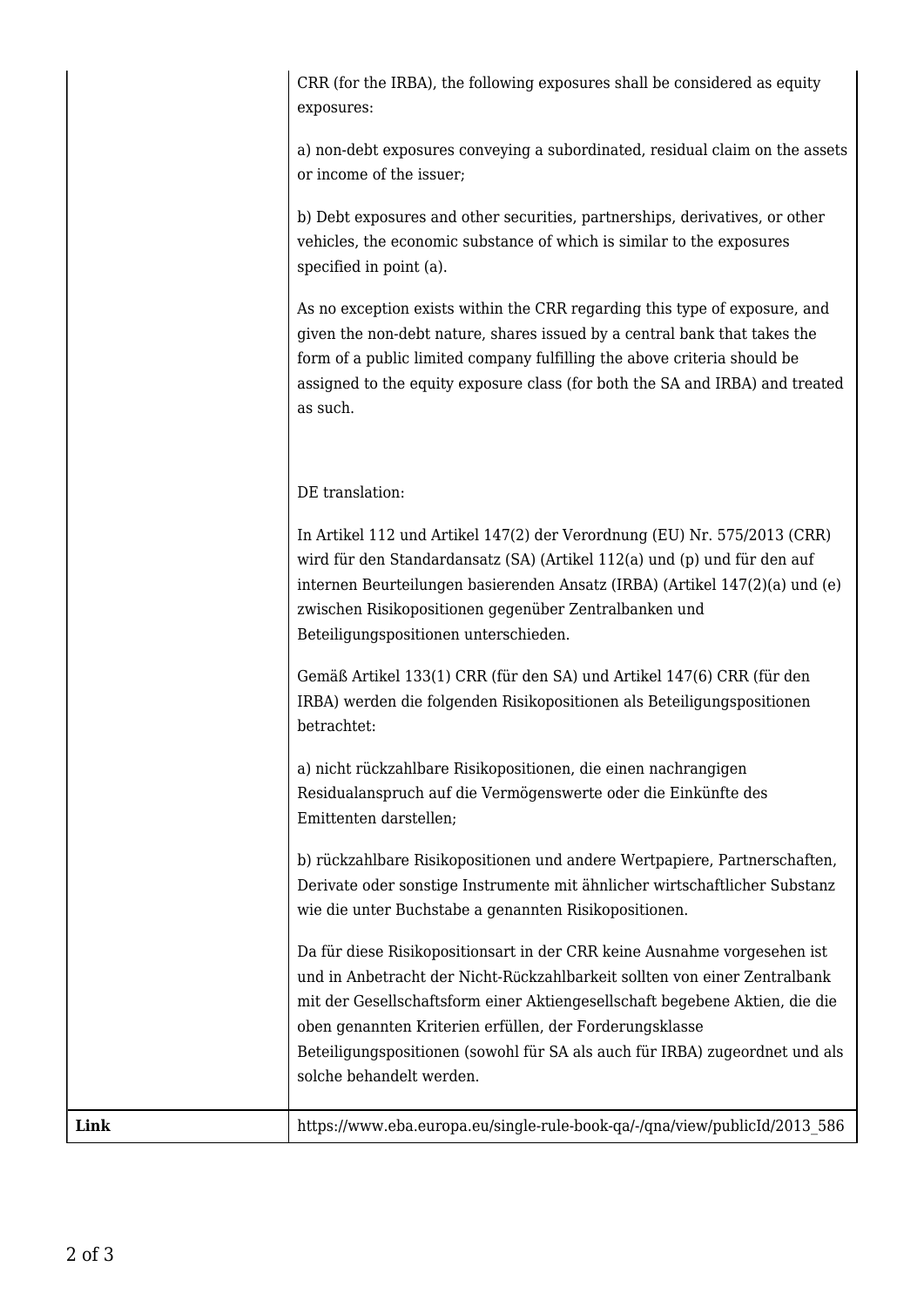|  |  |
| --- | --- |
|  | CRR (for the IRBA), the following exposures shall be considered as equity exposures:<br><br>a) non-debt exposures conveying a subordinated, residual claim on the assets or income of the issuer;<br><br>b) Debt exposures and other securities, partnerships, derivatives, or other vehicles, the economic substance of which is similar to the exposures specified in point (a).<br><br>As no exception exists within the CRR regarding this type of exposure, and given the non-debt nature, shares issued by a central bank that takes the form of a public limited company fulfilling the above criteria should be assigned to the equity exposure class (for both the SA and IRBA) and treated as such.<br><br>DE translation:<br><br>In Artikel 112 und Artikel 147(2) der Verordnung (EU) Nr. 575/2013 (CRR) wird für den Standardansatz (SA) (Artikel 112(a) und (p) und für den auf internen Beurteilungen basierenden Ansatz (IRBA) (Artikel 147(2)(a) und (e) zwischen Risikopositionen gegenüber Zentralbanken und Beteiligungspositionen unterschieden.<br><br>Gemäß Artikel 133(1) CRR (für den SA) und Artikel 147(6) CRR (für den IRBA) werden die folgenden Risikopositionen als Beteiligungspositionen betrachtet:<br><br>a) nicht rückzahlbare Risikopositionen, die einen nachrangigen Residualanspruch auf die Vermögenswerte oder die Einkünfte des Emittenten darstellen;<br><br>b) rückzahlbare Risikopositionen und andere Wertpapiere, Partnerschaften, Derivate oder sonstige Instrumente mit ähnlicher wirtschaftlicher Substanz wie die unter Buchstabe a genannten Risikopositionen.<br><br>Da für diese Risikopositionsart in der CRR keine Ausnahme vorgesehen ist und in Anbetracht der Nicht-Rückzahlbarkeit sollten von einer Zentralbank mit der Gesellschaftsform einer Aktiengesellschaft begebene Aktien, die die oben genannten Kriterien erfüllen, der Forderungsklasse Beteiligungspositionen (sowohl für SA als auch für IRBA) zugeordnet und als solche behandelt werden. |
| **Link** | https://www.eba.europa.eu/single-rule-book-qa/-/qna/view/publicId/2013_586 |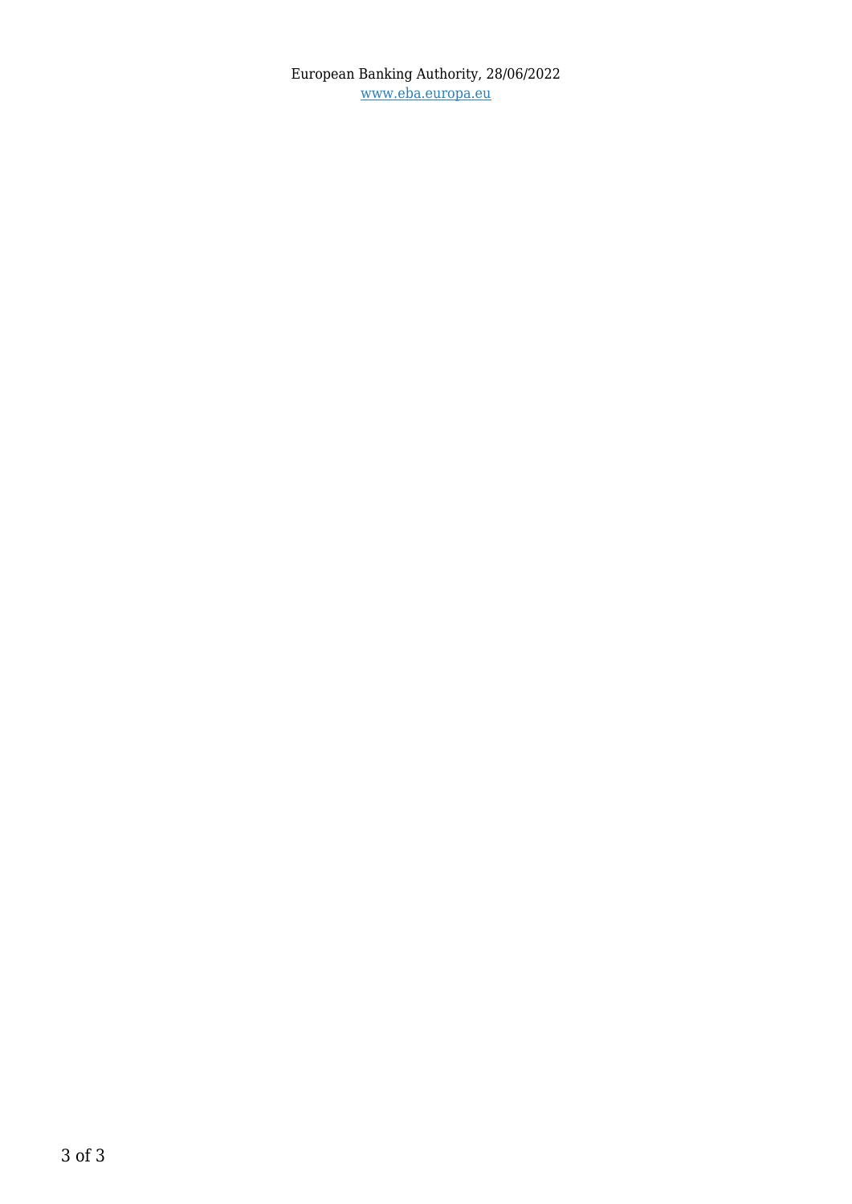European Banking Authority, 28/06/2022

www.eba.europa.eu